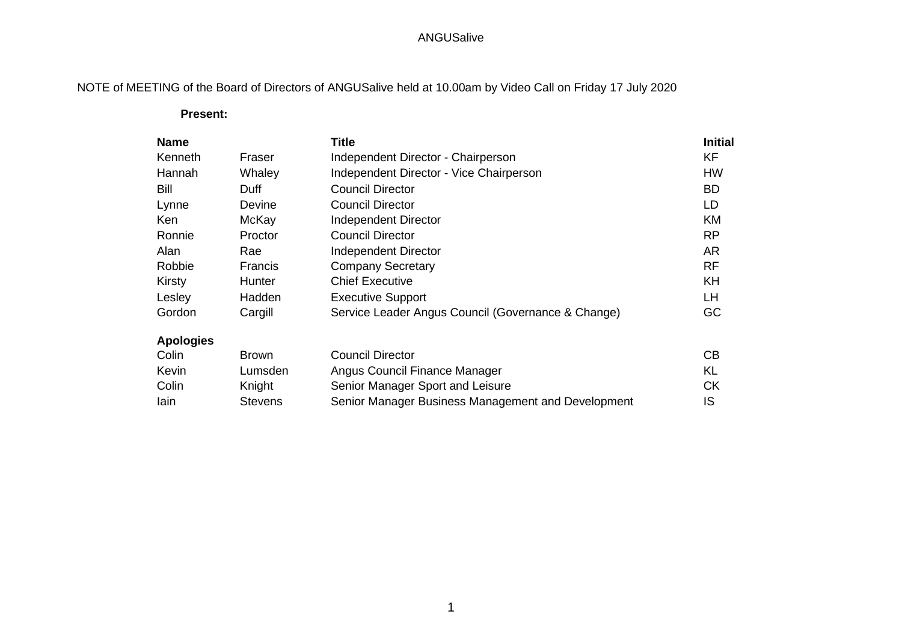ANGUSalive

NOTE of MEETING of the Board of Directors of ANGUSalive held at 10.00am by Video Call on Friday 17 July 2020

**Present:**

| **Name** | | **Title** | **Initial** |
|---|---|---|---|
| Kenneth | Fraser | Independent Director - Chairperson | KF |
| Hannah | Whaley | Independent Director - Vice Chairperson | HW |
| Bill | Duff | Council Director | BD |
| Lynne | Devine | Council Director | LD |
| Ken | McKay | Independent Director | KM |
| Ronnie | Proctor | Council Director | RP |
| Alan | Rae | Independent Director | AR |
| Robbie | Francis | Company Secretary | RF |
| Kirsty | Hunter | Chief Executive | KH |
| Lesley | Hadden | Executive Support | LH |
| Gordon | Cargill | Service Leader Angus Council (Governance & Change) | GC |
| **Apologies** | | | |
| Colin | Brown | Council Director | CB |
| Kevin | Lumsden | Angus Council Finance Manager | KL |
| Colin | Knight | Senior Manager Sport and Leisure | CK |
| Iain | Stevens | Senior Manager Business Management and Development | IS |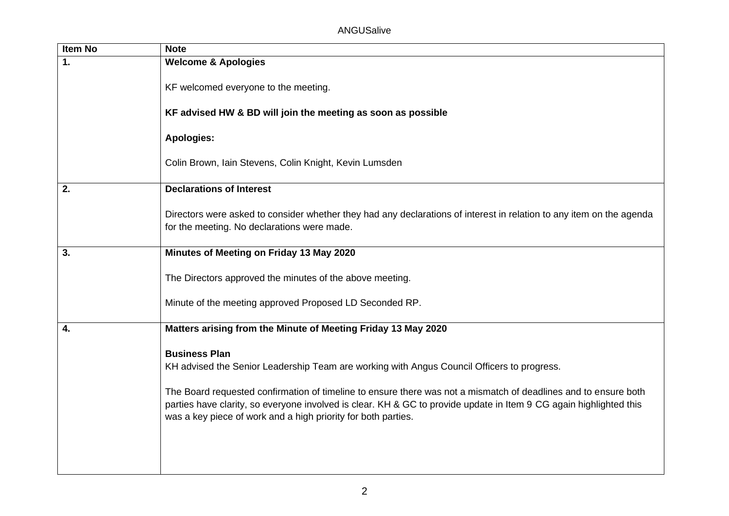| Item No | Note |
|---|---|
| **1.** | **Welcome & Apologies**<br><br>KF welcomed everyone to the meeting.<br><br>**KF advised HW & BD will join the meeting as soon as possible**<br><br>**Apologies:**<br><br>Colin Brown, Iain Stevens, Colin Knight, Kevin Lumsden |
| **2.** | **Declarations of Interest**<br><br>Directors were asked to consider whether they had any declarations of interest in relation to any item on the agenda for the meeting. No declarations were made. |
| **3.** | **Minutes of Meeting on Friday 13 May 2020**<br><br>The Directors approved the minutes of the above meeting.<br><br>Minute of the meeting approved Proposed LD Seconded RP. |
| **4.** | **Matters arising from the Minute of Meeting Friday 13 May 2020**<br><br>**Business Plan**<br>KH advised the Senior Leadership Team are working with Angus Council Officers to progress.<br><br>The Board requested confirmation of timeline to ensure there was not a mismatch of deadlines and to ensure both parties have clarity, so everyone involved is clear. KH & GC to provide update in Item 9 CG again highlighted this was a key piece of work and a high priority for both parties. |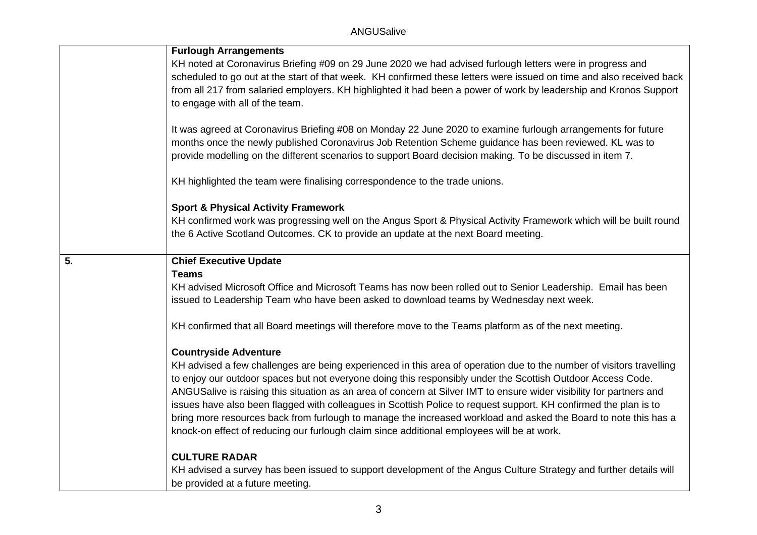| | |
|---|---|
| | **Furlough Arrangements**<br>KH noted at Coronavirus Briefing #09 on 29 June 2020 we had advised furlough letters were in progress and scheduled to go out at the start of that week. KH confirmed these letters were issued on time and also received back from all 217 from salaried employers. KH highlighted it had been a power of work by leadership and Kronos Support to engage with all of the team.<br><br>It was agreed at Coronavirus Briefing #08 on Monday 22 June 2020 to examine furlough arrangements for future months once the newly published Coronavirus Job Retention Scheme guidance has been reviewed. KL was to provide modelling on the different scenarios to support Board decision making. To be discussed in item 7.<br><br>KH highlighted the team were finalising correspondence to the trade unions.<br><br>**Sport & Physical Activity Framework**<br>KH confirmed work was progressing well on the Angus Sport & Physical Activity Framework which will be built round the 6 Active Scotland Outcomes. CK to provide an update at the next Board meeting. |
| **5.** | **Chief Executive Update**<br>**Teams**<br>KH advised Microsoft Office and Microsoft Teams has now been rolled out to Senior Leadership. Email has been issued to Leadership Team who have been asked to download teams by Wednesday next week.<br><br>KH confirmed that all Board meetings will therefore move to the Teams platform as of the next meeting.<br><br>**Countryside Adventure**<br>KH advised a few challenges are being experienced in this area of operation due to the number of visitors travelling to enjoy our outdoor spaces but not everyone doing this responsibly under the Scottish Outdoor Access Code. ANGUSalive is raising this situation as an area of concern at Silver IMT to ensure wider visibility for partners and issues have also been flagged with colleagues in Scottish Police to request support. KH confirmed the plan is to bring more resources back from furlough to manage the increased workload and asked the Board to note this has a knock-on effect of reducing our furlough claim since additional employees will be at work.<br><br>**CULTURE RADAR**<br>KH advised a survey has been issued to support development of the Angus Culture Strategy and further details will be provided at a future meeting. |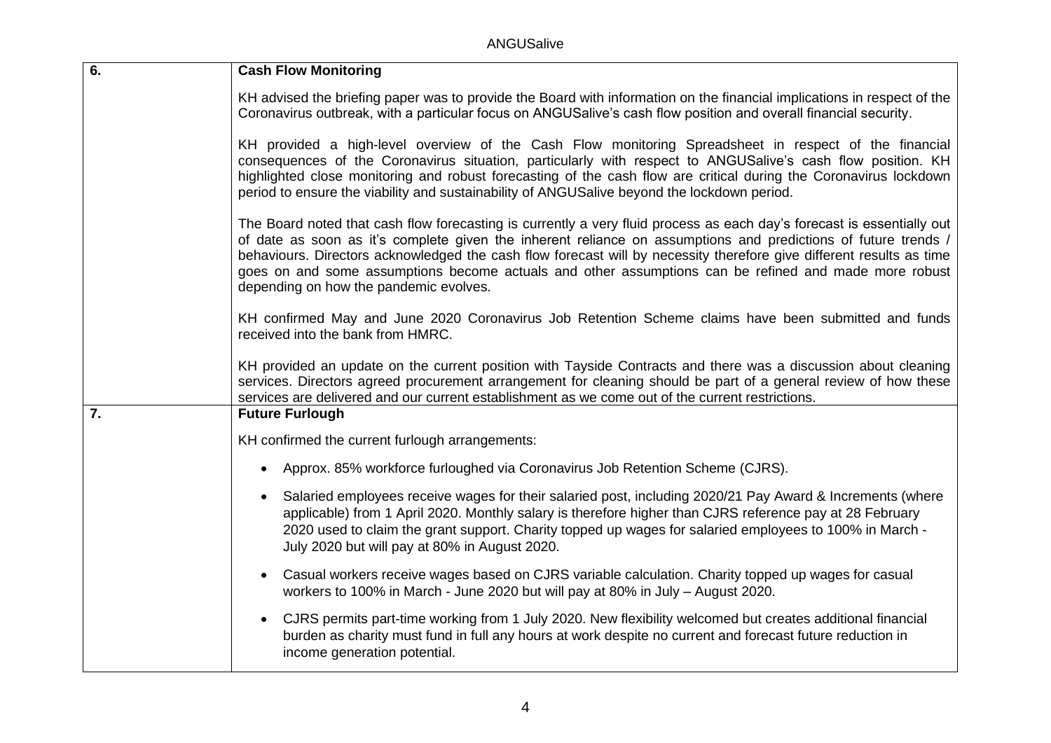| | |
|---|---|
| **6.** | **Cash Flow Monitoring**<br><br>KH advised the briefing paper was to provide the Board with information on the financial implications in respect of the Coronavirus outbreak, with a particular focus on ANGUSalive's cash flow position and overall financial security.<br><br>KH provided a high-level overview of the Cash Flow monitoring Spreadsheet in respect of the financial consequences of the Coronavirus situation, particularly with respect to ANGUSalive's cash flow position. KH highlighted close monitoring and robust forecasting of the cash flow are critical during the Coronavirus lockdown period to ensure the viability and sustainability of ANGUSalive beyond the lockdown period.<br><br>The Board noted that cash flow forecasting is currently a very fluid process as each day's forecast is essentially out of date as soon as it's complete given the inherent reliance on assumptions and predictions of future trends / behaviours. Directors acknowledged the cash flow forecast will by necessity therefore give different results as time goes on and some assumptions become actuals and other assumptions can be refined and made more robust depending on how the pandemic evolves.<br><br>KH confirmed May and June 2020 Coronavirus Job Retention Scheme claims have been submitted and funds received into the bank from HMRC.<br><br>KH provided an update on the current position with Tayside Contracts and there was a discussion about cleaning services. Directors agreed procurement arrangement for cleaning should be part of a general review of how these services are delivered and our current establishment as we come out of the current restrictions. |
| **7.** | **Future Furlough**<br><br>KH confirmed the current furlough arrangements:<br><br>• Approx. 85% workforce furloughed via Coronavirus Job Retention Scheme (CJRS).<br><br>• Salaried employees receive wages for their salaried post, including 2020/21 Pay Award & Increments (where applicable) from 1 April 2020. Monthly salary is therefore higher than CJRS reference pay at 28 February 2020 used to claim the grant support. Charity topped up wages for salaried employees to 100% in March - July 2020 but will pay at 80% in August 2020.<br><br>• Casual workers receive wages based on CJRS variable calculation. Charity topped up wages for casual workers to 100% in March - June 2020 but will pay at 80% in July – August 2020.<br><br>• CJRS permits part-time working from 1 July 2020. New flexibility welcomed but creates additional financial burden as charity must fund in full any hours at work despite no current and forecast future reduction in income generation potential. |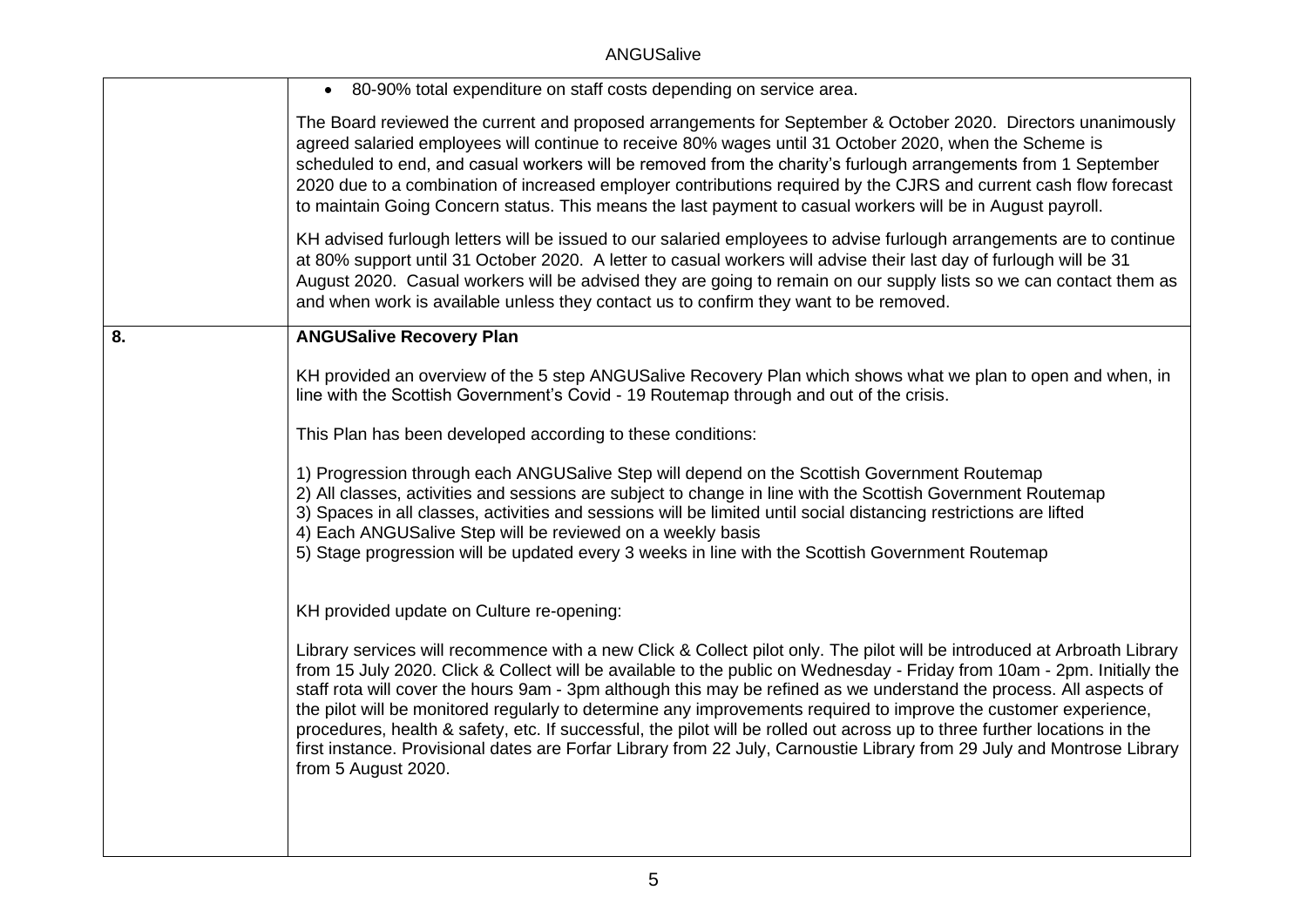| | |
|---|---|
| | • 80-90% total expenditure on staff costs depending on service area.<br><br>The Board reviewed the current and proposed arrangements for September & October 2020. Directors unanimously agreed salaried employees will continue to receive 80% wages until 31 October 2020, when the Scheme is scheduled to end, and casual workers will be removed from the charity's furlough arrangements from 1 September 2020 due to a combination of increased employer contributions required by the CJRS and current cash flow forecast to maintain Going Concern status. This means the last payment to casual workers will be in August payroll.<br><br>KH advised furlough letters will be issued to our salaried employees to advise furlough arrangements are to continue at 80% support until 31 October 2020. A letter to casual workers will advise their last day of furlough will be 31 August 2020. Casual workers will be advised they are going to remain on our supply lists so we can contact them as and when work is available unless they contact us to confirm they want to be removed. |
| **8.** | **ANGUSalive Recovery Plan**<br><br>KH provided an overview of the 5 step ANGUSalive Recovery Plan which shows what we plan to open and when, in line with the Scottish Government's Covid - 19 Routemap through and out of the crisis.<br><br>This Plan has been developed according to these conditions:<br><br>1) Progression through each ANGUSalive Step will depend on the Scottish Government Routemap<br>2) All classes, activities and sessions are subject to change in line with the Scottish Government Routemap<br>3) Spaces in all classes, activities and sessions will be limited until social distancing restrictions are lifted<br>4) Each ANGUSalive Step will be reviewed on a weekly basis<br>5) Stage progression will be updated every 3 weeks in line with the Scottish Government Routemap<br><br>KH provided update on Culture re-opening:<br><br>Library services will recommence with a new Click & Collect pilot only. The pilot will be introduced at Arbroath Library from 15 July 2020. Click & Collect will be available to the public on Wednesday - Friday from 10am - 2pm. Initially the staff rota will cover the hours 9am - 3pm although this may be refined as we understand the process. All aspects of the pilot will be monitored regularly to determine any improvements required to improve the customer experience, procedures, health & safety, etc. If successful, the pilot will be rolled out across up to three further locations in the first instance. Provisional dates are Forfar Library from 22 July, Carnoustie Library from 29 July and Montrose Library from 5 August 2020. |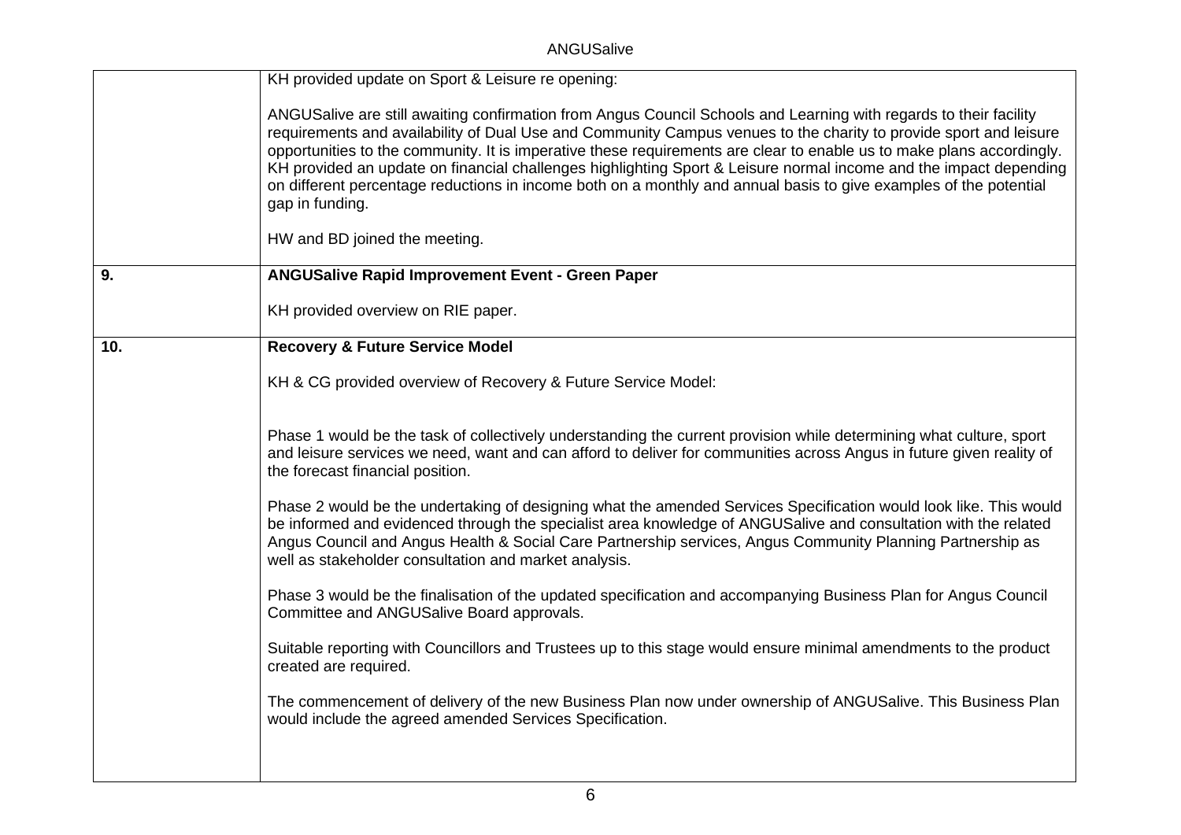| | |
|---|---|
| | KH provided update on Sport & Leisure re opening:<br><br>ANGUSalive are still awaiting confirmation from Angus Council Schools and Learning with regards to their facility requirements and availability of Dual Use and Community Campus venues to the charity to provide sport and leisure opportunities to the community. It is imperative these requirements are clear to enable us to make plans accordingly. KH provided an update on financial challenges highlighting Sport & Leisure normal income and the impact depending on different percentage reductions in income both on a monthly and annual basis to give examples of the potential gap in funding.<br><br>HW and BD joined the meeting. |
| **9.** | **ANGUSalive Rapid Improvement Event - Green Paper**<br><br>KH provided overview on RIE paper. |
| **10.** | **Recovery & Future Service Model**<br><br>KH & CG provided overview of Recovery & Future Service Model:<br><br>Phase 1 would be the task of collectively understanding the current provision while determining what culture, sport and leisure services we need, want and can afford to deliver for communities across Angus in future given reality of the forecast financial position.<br><br>Phase 2 would be the undertaking of designing what the amended Services Specification would look like. This would be informed and evidenced through the specialist area knowledge of ANGUSalive and consultation with the related Angus Council and Angus Health & Social Care Partnership services, Angus Community Planning Partnership as well as stakeholder consultation and market analysis.<br><br>Phase 3 would be the finalisation of the updated specification and accompanying Business Plan for Angus Council Committee and ANGUSalive Board approvals.<br><br>Suitable reporting with Councillors and Trustees up to this stage would ensure minimal amendments to the product created are required.<br><br>The commencement of delivery of the new Business Plan now under ownership of ANGUSalive. This Business Plan would include the agreed amended Services Specification. |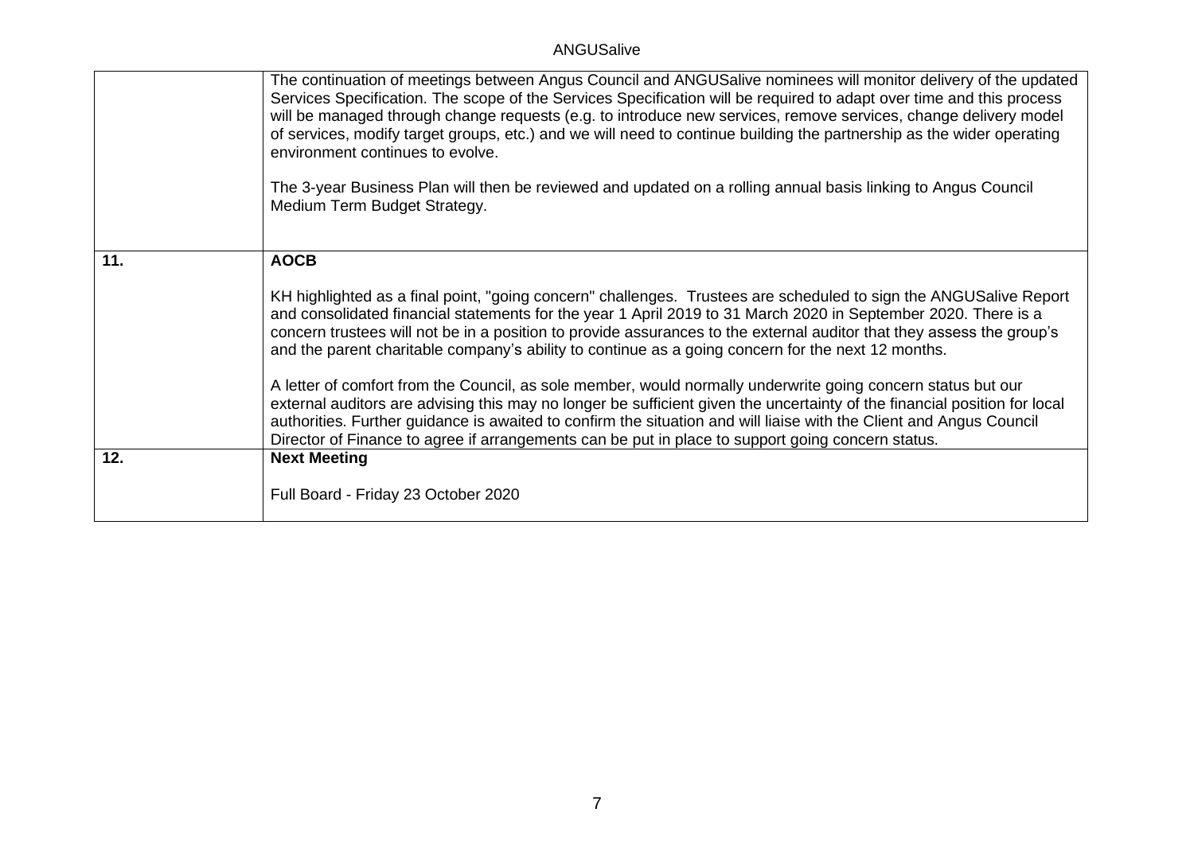| | |
|---|---|
| | The continuation of meetings between Angus Council and ANGUSalive nominees will monitor delivery of the updated Services Specification. The scope of the Services Specification will be required to adapt over time and this process will be managed through change requests (e.g. to introduce new services, remove services, change delivery model of services, modify target groups, etc.) and we will need to continue building the partnership as the wider operating environment continues to evolve.<br><br>The 3-year Business Plan will then be reviewed and updated on a rolling annual basis linking to Angus Council Medium Term Budget Strategy. |
| **11.** | **AOCB**<br><br>KH highlighted as a final point, "going concern" challenges. Trustees are scheduled to sign the ANGUSalive Report and consolidated financial statements for the year 1 April 2019 to 31 March 2020 in September 2020. There is a concern trustees will not be in a position to provide assurances to the external auditor that they assess the group's and the parent charitable company's ability to continue as a going concern for the next 12 months.<br><br>A letter of comfort from the Council, as sole member, would normally underwrite going concern status but our external auditors are advising this may no longer be sufficient given the uncertainty of the financial position for local authorities. Further guidance is awaited to confirm the situation and will liaise with the Client and Angus Council Director of Finance to agree if arrangements can be put in place to support going concern status. |
| **12.** | **Next Meeting**<br><br>Full Board - Friday 23 October 2020 |